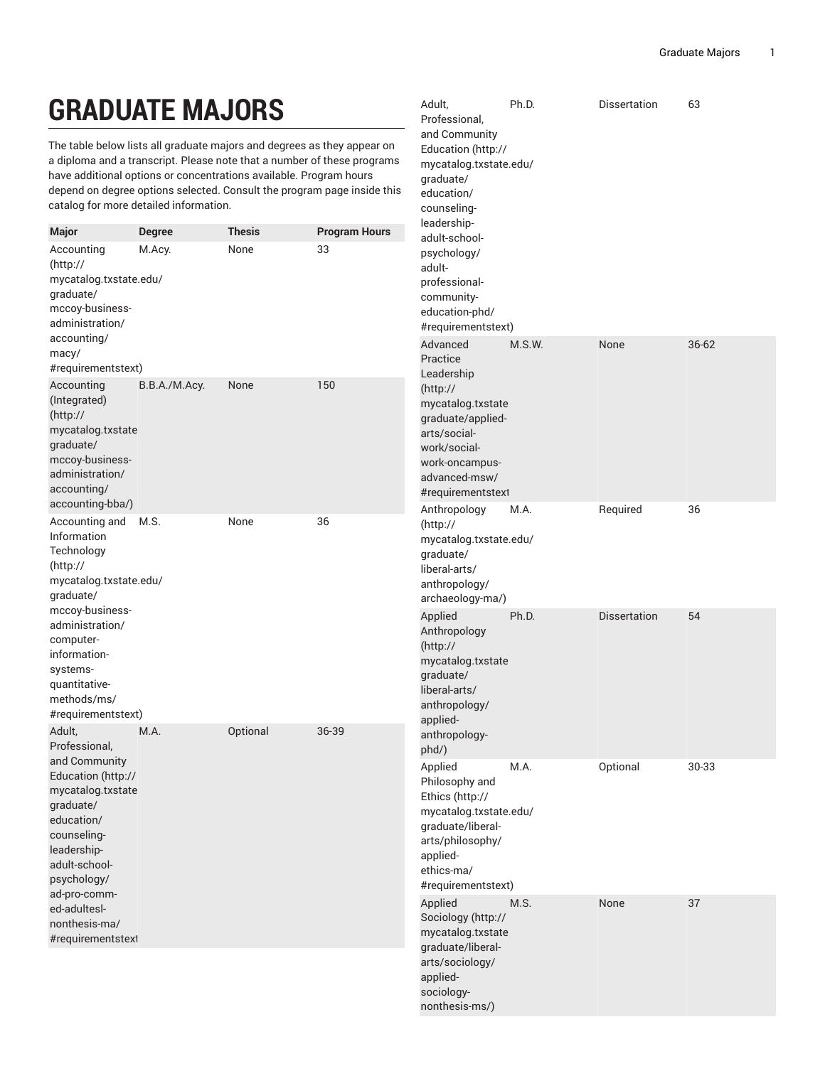# GRADUATE MAJORS

The table below lists all graduate majors and degrees as they appear on a diploma and a transcript. Please note that a number of these programs have additional options or concentrations available. Program hours depend on degree options selected. Consult the program page inside this catalog for more detailed information.

| Major | Degree | Thesis | Program Hours |
|---|---|---|---|
| Accounting (http://mycatalog.txstate.edu/graduate/mccoy-business-administration/accounting/macy/#requirementstext) | M.Acy. | None | 33 |
| Accounting (Integrated) (http://mycatalog.txstate graduate/mccoy-business-administration/accounting/accounting-bba/) | B.B.A./M.Acy. | None | 150 |
| Accounting and Information Technology (http://mycatalog.txstate.edu/graduate/mccoy-business-administration/computer-information-systems-quantitative-methods/ms/#requirementstext) | M.S. | None | 36 |
| Adult, Professional, and Community Education (http://mycatalog.txstate graduate/education/counseling-leadership-adult-school-psychology/ad-pro-comm-ed-adultesl-nonthesis-ma/#requirementstext | M.A. | Optional | 36-39 |
| Adult, Professional, and Community Education (http://mycatalog.txstate.edu/graduate/education/counseling-leadership-adult-school-psychology/adult-professional-community-education-phd/#requirementstext) | Ph.D. | Dissertation | 63 |
| Advanced Practice Leadership (http://mycatalog.txstate graduate/applied-arts/social-work/social-work-oncampus-advanced-msw/#requirementstext | M.S.W. | None | 36-62 |
| Anthropology (http://mycatalog.txstate.edu/graduate/liberal-arts/anthropology/archaeology-ma/) | M.A. | Required | 36 |
| Applied Anthropology (http://mycatalog.txstate graduate/liberal-arts/anthropology/applied-anthropology-phd/) | Ph.D. | Dissertation | 54 |
| Applied Philosophy and Ethics (http://mycatalog.txstate.edu/graduate/liberal-arts/philosophy/applied-ethics-ma/#requirementstext) | M.A. | Optional | 30-33 |
| Applied Sociology (http://mycatalog.txstate graduate/liberal-arts/sociology/applied-sociology-nonthesis-ms/) | M.S. | None | 37 |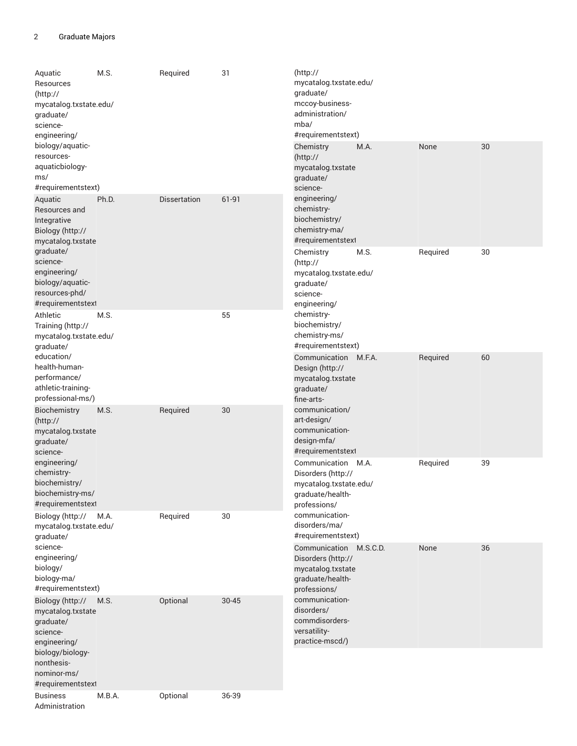| | | | |
|---|---|---|---|
| Aquatic Resources (http://mycatalog.txstate.edu/graduate/science-engineering/biology/aquatic-resources-aquaticbiology-ms/#requirementstext) | M.S. | Required | 31 |
| Aquatic Resources and Integrative Biology (http://mycatalog.txstate.edu/graduate/science-engineering/biology/aquatic-resources-phd/#requirementstext) | Ph.D. | Dissertation | 61-91 |
| Athletic Training (http://mycatalog.txstate.edu/graduate/education/health-human-performance/athletic-training-professional-ms/) | M.S. | | 55 |
| Biochemistry (http://mycatalog.txstate.edu/graduate/science-engineering/chemistry-biochemistry/biochemistry-ms/#requirementstext) | M.S. | Required | 30 |
| Biology (http://mycatalog.txstate.edu/graduate/science-engineering/biology/biology-ma/#requirementstext) | M.A. | Required | 30 |
| Biology (http://mycatalog.txstate.edu/graduate/science-engineering/biology/biology-nonthesis-nominor-ms/#requirementstext) | M.S. | Optional | 30-45 |
| Business Administration (http://mycatalog.txstate.edu/graduate/mccoy-business-administration/mba/#requirementstext) | M.B.A. | Optional | 36-39 |
| Chemistry (http://mycatalog.txstate.edu/graduate/science-engineering/chemistry-biochemistry/chemistry-ma/#requirementstext) | M.A. | None | 30 |
| Chemistry (http://mycatalog.txstate.edu/graduate/science-engineering/chemistry-biochemistry/chemistry-ms/#requirementstext) | M.S. | Required | 30 |
| Communication Design (http://mycatalog.txstate.edu/graduate/fine-arts-communication/art-design/communication-design-mfa/#requirementstext) | M.F.A. | Required | 60 |
| Communication Disorders (http://mycatalog.txstate.edu/graduate/health-professions/communication-disorders/ma/#requirementstext) | M.A. | Required | 39 |
| Communication Disorders (http://mycatalog.txstate.edu/graduate/health-professions/communication-disorders/commdisorders-versatility-practice-mscd/) | M.S.C.D. | None | 36 |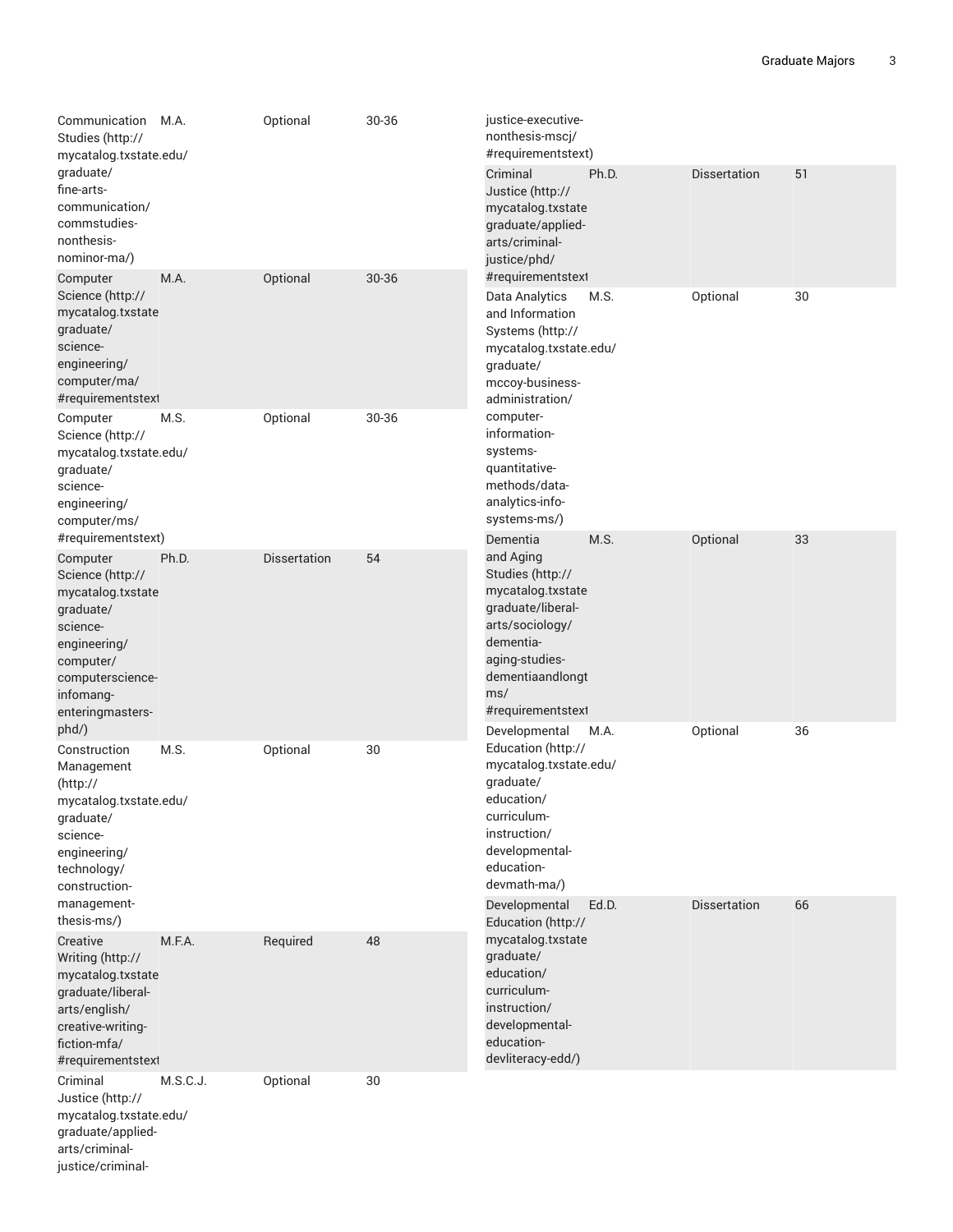| | | | |
|---|---|---|---|
| Communication Studies (http://mycatalog.txstate.edu/graduate/fine-arts-communication/commstudies-nonthesis-nominor-ma/) | M.A. | Optional | 30-36 |
| Computer Science (http://mycatalog.txstate.edu/graduate/science-engineering/computer/ma/#requirementstext) | M.A. | Optional | 30-36 |
| Computer Science (http://mycatalog.txstate.edu/graduate/science-engineering/computer/ms/#requirementstext) | M.S. | Optional | 30-36 |
| Computer Science (http://mycatalog.txstate.edu/graduate/science-engineering/computer/computerscience-infomang-enteringmasters-phd/) | Ph.D. | Dissertation | 54 |
| Construction Management (http://mycatalog.txstate.edu/graduate/science-engineering/technology/construction-management-thesis-ms/) | M.S. | Optional | 30 |
| Creative Writing (http://mycatalog.txstate.edu/graduate/liberal-arts/english/creative-writing-fiction-mfa/#requirementstext) | M.F.A. | Required | 48 |
| Criminal Justice (http://mycatalog.txstate.edu/graduate/applied-arts/criminal-justice/criminal-justice-executive-nonthesis-mscj/#requirementstext) | M.S.C.J. | Optional | 30 |
| Criminal Justice (http://mycatalog.txstate.edu/graduate/applied-arts/criminal-justice/phd/#requirementstext) | Ph.D. | Dissertation | 51 |
| Data Analytics and Information Systems (http://mycatalog.txstate.edu/graduate/mccoy-business-administration/computer-information-systems-quantitative-methods/data-analytics-info-systems-ms/) | M.S. | Optional | 30 |
| Dementia and Aging Studies (http://mycatalog.txstate.edu/graduate/liberal-arts/sociology/dementia-aging-studies-dementiaandlongtms/#requirementstext) | M.S. | Optional | 33 |
| Developmental Education (http://mycatalog.txstate.edu/graduate/education/curriculum-instruction/developmental-education-devmath-ma/) | M.A. | Optional | 36 |
| Developmental Education (http://mycatalog.txstate.edu/graduate/education/curriculum-instruction/developmental-education-devliteracy-edd/) | Ed.D. | Dissertation | 66 |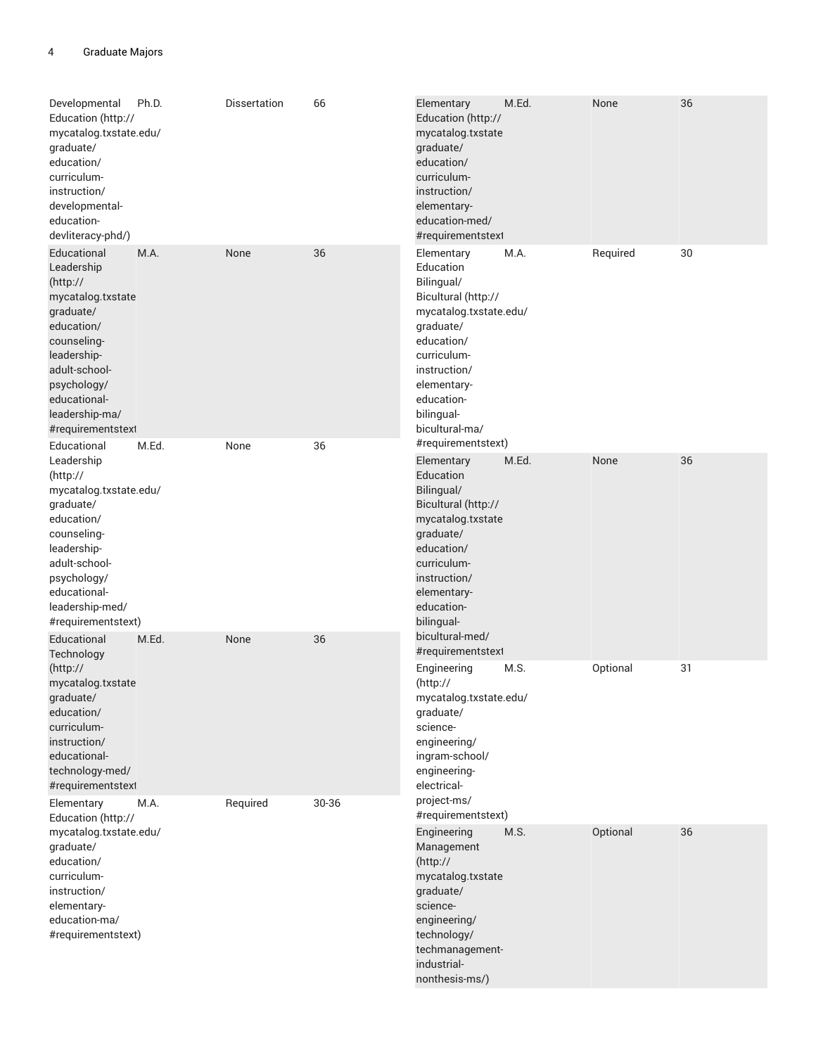| Major | Degree | Thesis | Hours |
|---|---|---|---|
| Developmental Education (http://mycatalog.txstate.edu/graduate/education/curriculum-instruction/developmental-education-devliteracy-phd/) | Ph.D. | Dissertation | 66 |
| Educational Leadership (http://mycatalog.txstate.edu/graduate/education/counseling-leadership-adult-school-psychology/educational-leadership-ma/#requirementstext) | M.A. | None | 36 |
| Educational Leadership (http://mycatalog.txstate.edu/graduate/education/counseling-leadership-adult-school-psychology/educational-leadership-med/#requirementstext) | M.Ed. | None | 36 |
| Educational Technology (http://mycatalog.txstate.edu/graduate/education/curriculum-instruction/educational-technology-med/#requirementstext) | M.Ed. | None | 36 |
| Elementary Education (http://mycatalog.txstate.edu/graduate/education/curriculum-instruction/elementary-education-ma/#requirementstext) | M.A. | Required | 30-36 |
| Elementary Education (http://mycatalog.txstate.edu/graduate/education/curriculum-instruction/elementary-education-med/#requirementstext) | M.Ed. | None | 36 |
| Elementary Education Bilingual/Bicultural (http://mycatalog.txstate.edu/graduate/education/curriculum-instruction/elementary-education-bilingual-bicultural-ma/#requirementstext) | M.A. | Required | 30 |
| Elementary Education Bilingual/Bicultural (http://mycatalog.txstate.edu/graduate/education/curriculum-instruction/elementary-education-bilingual-bicultural-med/#requirementstext) | M.Ed. | None | 36 |
| Engineering (http://mycatalog.txstate.edu/graduate/science-engineering/ingram-school/engineering-electrical-project-ms/#requirementstext) | M.S. | Optional | 31 |
| Engineering Management (http://mycatalog.txstate.edu/graduate/science-engineering/technology/techmanagement-industrial-nonthesis-ms/) | M.S. | Optional | 36 |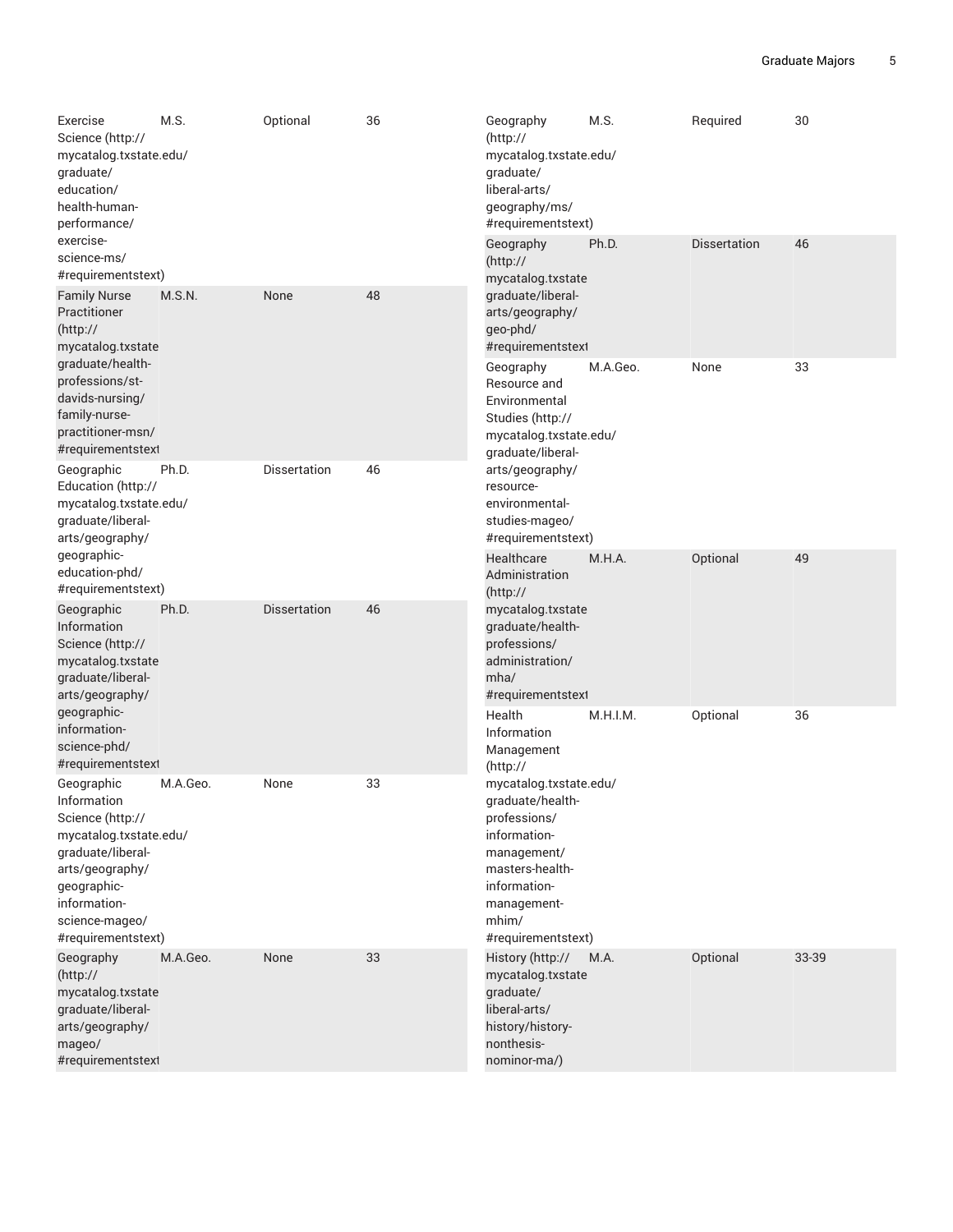| | | | |
|---|---|---|---|
| Exercise Science (http://mycatalog.txstate.edu/graduate/education/health-human-performance/exercise-science-ms/#requirementstext) | M.S. | Optional | 36 |
| Family Nurse Practitioner (http://mycatalog.txstate.edu/graduate/health-professions/st-davids-nursing/family-nurse-practitioner-msn/#requirementstext) | M.S.N. | None | 48 |
| Geographic Education (http://mycatalog.txstate.edu/graduate/liberal-arts/geography/geographic-education-phd/#requirementstext) | Ph.D. | Dissertation | 46 |
| Geographic Information Science (http://mycatalog.txstate.edu/graduate/liberal-arts/geography/geographic-information-science-phd/#requirementstext) | Ph.D. | Dissertation | 46 |
| Geographic Information Science (http://mycatalog.txstate.edu/graduate/liberal-arts/geography/geographic-information-science-mageo/#requirementstext) | M.A.Geo. | None | 33 |
| Geography (http://mycatalog.txstate.edu/graduate/liberal-arts/geography/mageo/#requirementstext) | M.A.Geo. | None | 33 |
| Geography (http://mycatalog.txstate.edu/graduate/liberal-arts/geography/ms/#requirementstext) | M.S. | Required | 30 |
| Geography (http://mycatalog.txstate.edu/graduate/liberal-arts/geography/geo-phd/#requirementstext) | Ph.D. | Dissertation | 46 |
| Geography Resource and Environmental Studies (http://mycatalog.txstate.edu/graduate/liberal-arts/geography/resource-environmental-studies-mageo/#requirementstext) | M.A.Geo. | None | 33 |
| Healthcare Administration (http://mycatalog.txstate.edu/graduate/health-professions/administration/mha/#requirementstext) | M.H.A. | Optional | 49 |
| Health Information Management (http://mycatalog.txstate.edu/graduate/health-professions/information-management/masters-health-information-management-mhim/#requirementstext) | M.H.I.M. | Optional | 36 |
| History (http://mycatalog.txstate.edu/graduate/liberal-arts/history/history-nonthesis-nominor-ma/) | M.A. | Optional | 33-39 |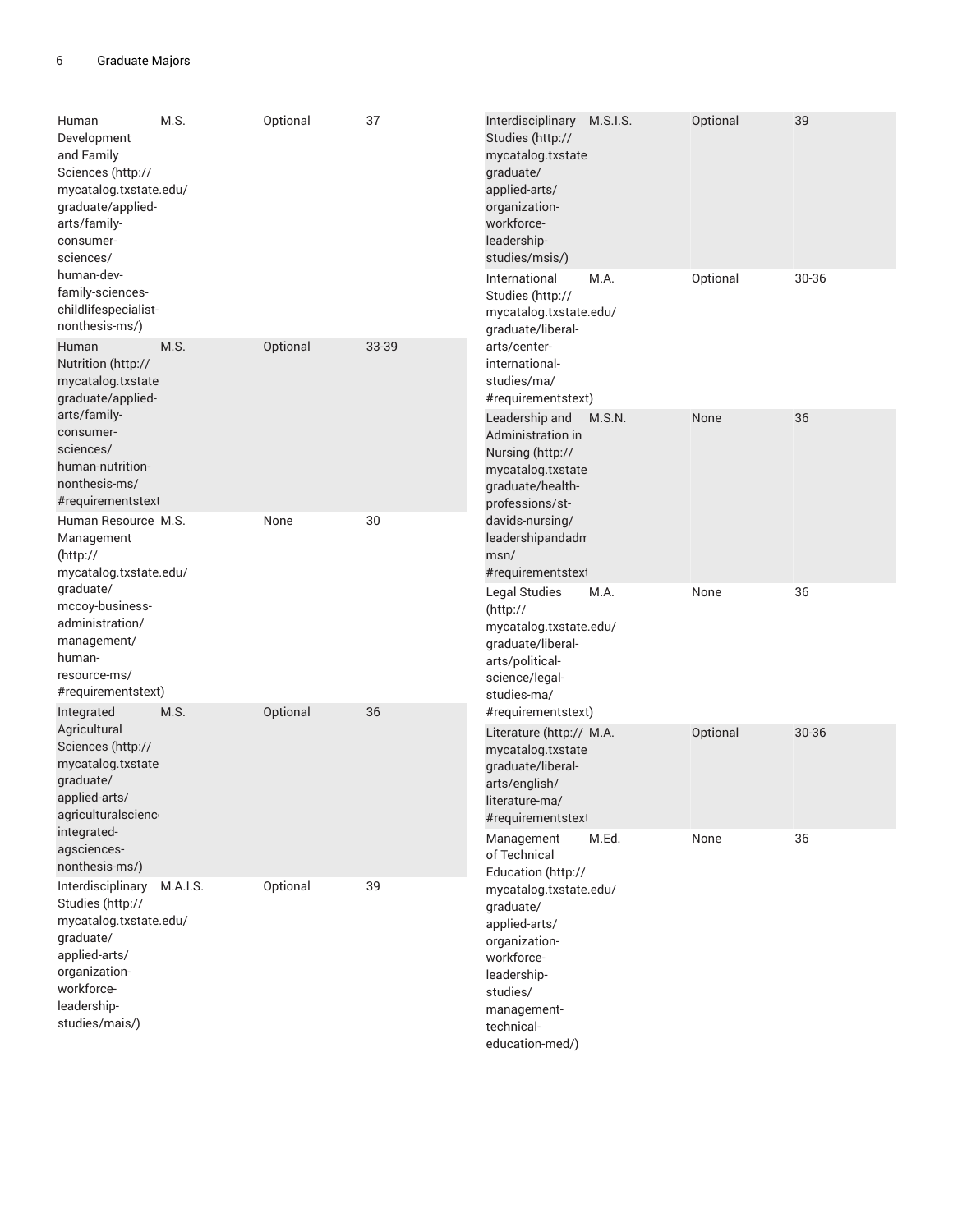| Major | Degree | Thesis | Hours |
|---|---|---|---|
| Human Development and Family Sciences (http://mycatalog.txstate.edu/graduate/applied-arts/family-consumer-sciences/human-dev-family-sciences-childlifespecialist-nonthesis-ms/) | M.S. | Optional | 37 |
| Human Nutrition (http://mycatalog.txstate graduate/applied-arts/family-consumer-sciences/human-nutrition-nonthesis-ms/ #requirementstext | M.S. | Optional | 33-39 |
| Human Resource Management (http://mycatalog.txstate.edu/graduate/mccoy-business-administration/management/human-resource-ms/ #requirementstext) | M.S. | None | 30 |
| Integrated Agricultural Sciences (http://mycatalog.txstate graduate/applied-arts/agriculturalscienc integrated-agsciences-nonthesis-ms/) | M.S. | Optional | 36 |
| Interdisciplinary Studies (http://mycatalog.txstate.edu/graduate/applied-arts/organization-workforce-leadership-studies/mais/) | M.A.I.S. | Optional | 39 |
| Interdisciplinary Studies (http://mycatalog.txstate graduate/applied-arts/organization-workforce-leadership-studies/msis/) | M.S.I.S. | Optional | 39 |
| International Studies (http://mycatalog.txstate.edu/graduate/liberal-arts/center-international-studies/ma/ #requirementstext) | M.A. | Optional | 30-36 |
| Leadership and Administration in Nursing (http://mycatalog.txstate graduate/health-professions/st-davids-nursing/leadershipandadm msn/ #requirementstext | M.S.N. | None | 36 |
| Legal Studies (http://mycatalog.txstate.edu/graduate/liberal-arts/political-science/legal-studies-ma/ #requirementstext) | M.A. | None | 36 |
| Literature (http://mycatalog.txstate graduate/liberal-arts/english/literature-ma/ #requirementstext | M.A. | Optional | 30-36 |
| Management of Technical Education (http://mycatalog.txstate.edu/graduate/applied-arts/organization-workforce-leadership-studies/management-technical-education-med/) | M.Ed. | None | 36 |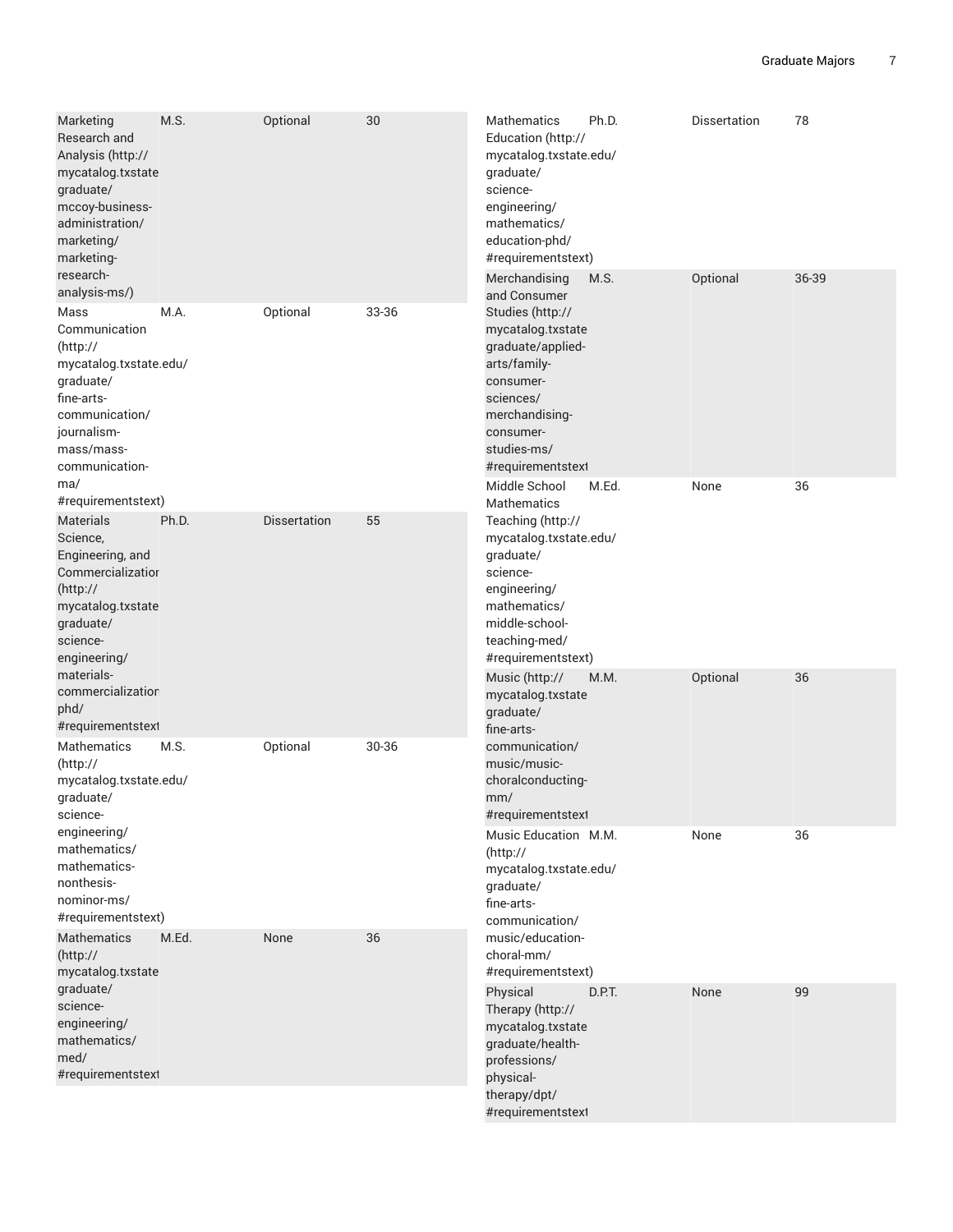| Major | Degree | Thesis | Hours |
|---|---|---|---|
| Marketing Research and Analysis (http://mycatalog.txstate graduate/mccoy-business-administration/marketing/marketing-research-analysis-ms/) | M.S. | Optional | 30 |
| Mass Communication (http://mycatalog.txstate.edu/graduate/fine-arts-communication/journalism-mass/mass-communication-ma/#requirementstext) | M.A. | Optional | 33-36 |
| Materials Science, Engineering, and Commercialization (http://mycatalog.txstate graduate/science-engineering/materials-commercialization phd/#requirementstext | Ph.D. | Dissertation | 55 |
| Mathematics (http://mycatalog.txstate.edu/graduate/science-engineering/mathematics/mathematics-nonthesis-nominor-ms/#requirementstext) | M.S. | Optional | 30-36 |
| Mathematics (http://mycatalog.txstate graduate/science-engineering/mathematics/med/#requirementstext | M.Ed. | None | 36 |
| Mathematics Education (http://mycatalog.txstate.edu/graduate/science-engineering/mathematics/education-phd/#requirementstext) | Ph.D. | Dissertation | 78 |
| Merchandising and Consumer Studies (http://mycatalog.txstate graduate/applied-arts/family-consumer-sciences/merchandising-consumer-studies-ms/#requirementstext | M.S. | Optional | 36-39 |
| Middle School Mathematics Teaching (http://mycatalog.txstate.edu/graduate/science-engineering/mathematics/middle-school-teaching-med/#requirementstext) | M.Ed. | None | 36 |
| Music (http://mycatalog.txstate graduate/fine-arts-communication/music/music-choralconducting-mm/#requirementstext | M.M. | Optional | 36 |
| Music Education (http://mycatalog.txstate.edu/graduate/fine-arts-communication/music/education-choral-mm/#requirementstext) | M.M. | None | 36 |
| Physical Therapy (http://mycatalog.txstate graduate/health-professions/physical-therapy/dpt/#requirementstext | D.P.T. | None | 99 |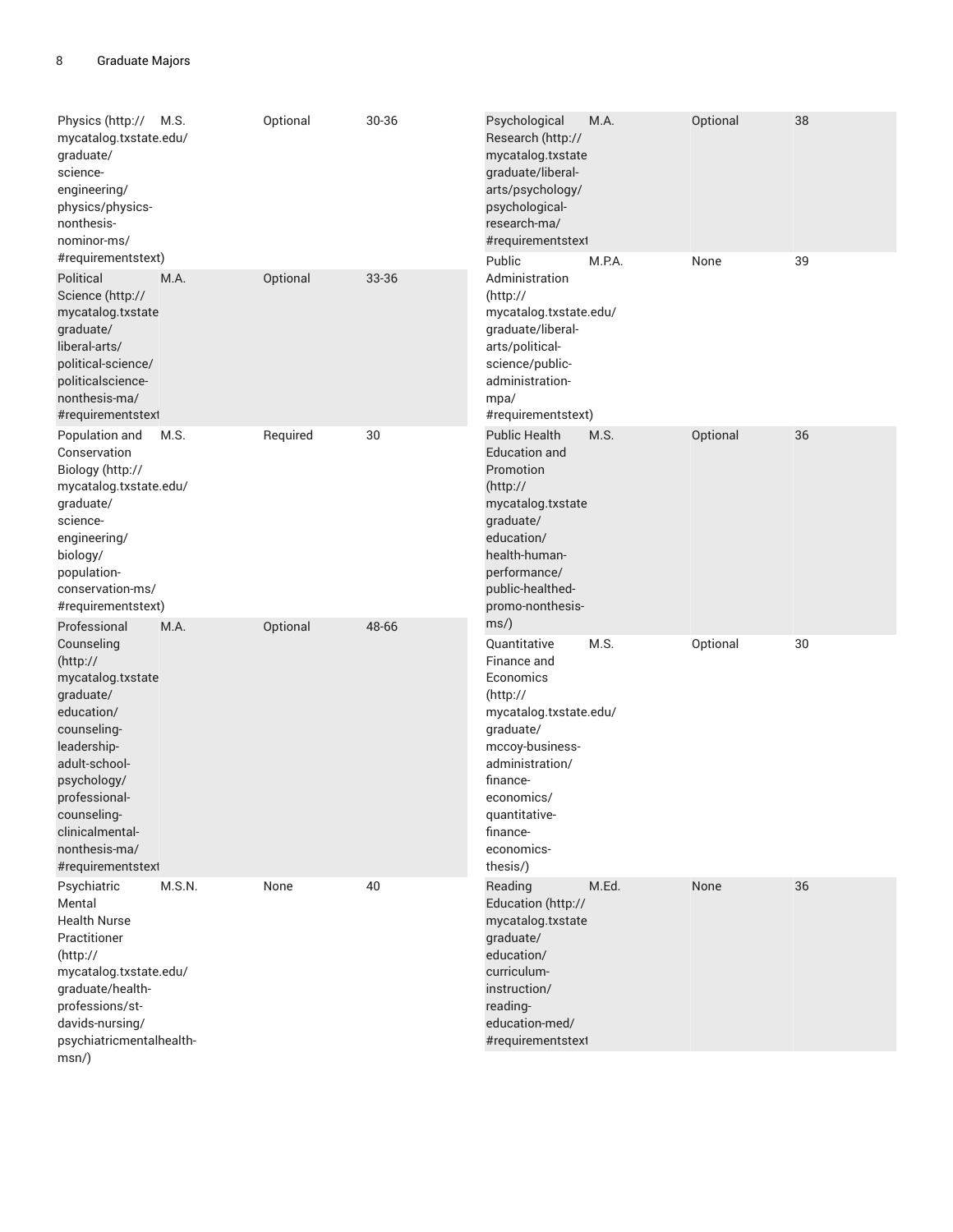| Program | Degree | Thesis | Hours |
|---|---|---|---|
| Physics (http://mycatalog.txstate.edu/graduate/science-engineering/physics/physics-nonthesis-nominor-ms/#requirementstext) | M.S. | Optional | 30-36 |
| Political Science (http://mycatalog.txstate.edu/graduate/liberal-arts/political-science/politicalscience-nonthesis-ma/#requirementstext) | M.A. | Optional | 33-36 |
| Population and Conservation Biology (http://mycatalog.txstate.edu/graduate/science-engineering/biology/population-conservation-ms/#requirementstext) | M.S. | Required | 30 |
| Professional Counseling (http://mycatalog.txstate.edu/graduate/education/counseling-leadership-adult-school-psychology/professional-counseling-clinicalmental-nonthesis-ma/#requirementstext) | M.A. | Optional | 48-66 |
| Psychiatric Mental Health Nurse Practitioner (http://mycatalog.txstate.edu/graduate/health-professions/st-davids-nursing/psychiatricmentalhealth-msn/) | M.S.N. | None | 40 |
| Psychological Research (http://mycatalog.txstate.edu/graduate/liberal-arts/psychology/psychological-research-ma/#requirementstext) | M.A. | Optional | 38 |
| Public Administration (http://mycatalog.txstate.edu/graduate/liberal-arts/political-science/public-administration-mpa/#requirementstext) | M.P.A. | None | 39 |
| Public Health Education and Promotion (http://mycatalog.txstate.edu/graduate/education/health-human-performance/public-healthed-promo-nonthesis-ms/) | M.S. | Optional | 36 |
| Quantitative Finance and Economics (http://mycatalog.txstate.edu/graduate/mccoy-business-administration/finance-economics/quantitative-finance-economics-thesis/) | M.S. | Optional | 30 |
| Reading Education (http://mycatalog.txstate.edu/graduate/education/curriculum-instruction/reading-education-med/#requirementstext) | M.Ed. | None | 36 |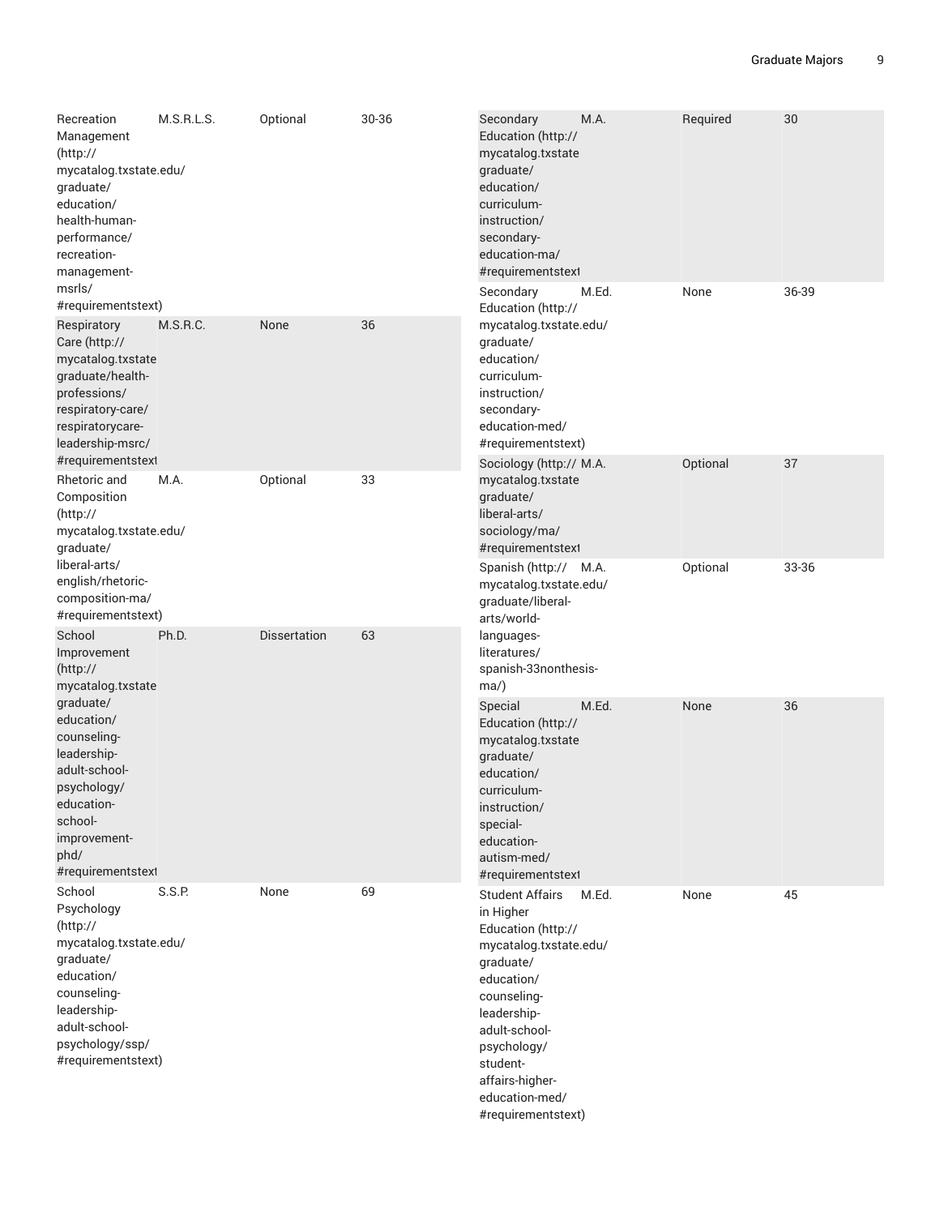| | | | |
|---|---|---|---|
| Recreation Management (http://mycatalog.txstate.edu/graduate/education/health-human-performance/recreation-management-msrls/#requirementstext) | M.S.R.L.S. | Optional | 30-36 |
| Respiratory Care (http://mycatalog.txstate.edu/graduate/health-professions/respiratory-care/respiratorycare-leadership-msrc/#requirementstext) | M.S.R.C. | None | 36 |
| Rhetoric and Composition (http://mycatalog.txstate.edu/graduate/liberal-arts/english/rhetoric-composition-ma/#requirementstext) | M.A. | Optional | 33 |
| School Improvement (http://mycatalog.txstate.edu/graduate/education/counseling-leadership-adult-school-psychology/education-school-improvement-phd/#requirementstext) | Ph.D. | Dissertation | 63 |
| School Psychology (http://mycatalog.txstate.edu/graduate/education/counseling-leadership-adult-school-psychology/ssp/#requirementstext) | S.S.P. | None | 69 |
| Secondary Education (http://mycatalog.txstate.edu/graduate/education/curriculum-instruction/secondary-education-ma/#requirementstext) | M.A. | Required | 30 |
| Secondary Education (http://mycatalog.txstate.edu/graduate/education/curriculum-instruction/secondary-education-med/#requirementstext) | M.Ed. | None | 36-39 |
| Sociology (http://mycatalog.txstate.edu/graduate/liberal-arts/sociology/ma/#requirementstext) | M.A. | Optional | 37 |
| Spanish (http://mycatalog.txstate.edu/graduate/liberal-arts/world-languages-literatures/spanish-33nonthesis-ma/) | M.A. | Optional | 33-36 |
| Special Education (http://mycatalog.txstate.edu/graduate/education/curriculum-instruction/special-education-autism-med/#requirementstext) | M.Ed. | None | 36 |
| Student Affairs in Higher Education (http://mycatalog.txstate.edu/graduate/education/counseling-leadership-adult-school-psychology/student-affairs-higher-education-med/#requirementstext) | M.Ed. | None | 45 |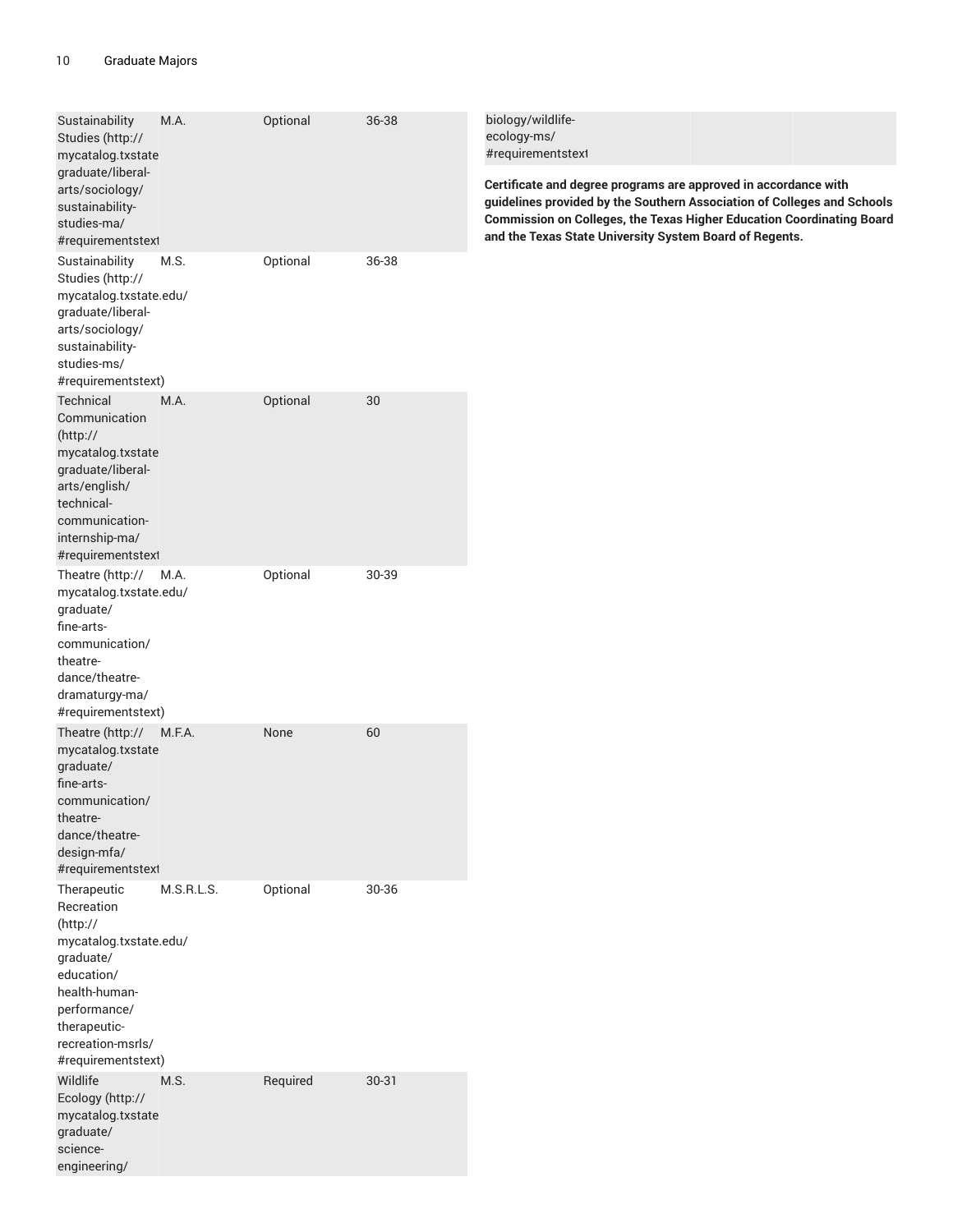| | | | |
|---|---|---|---|
| Sustainability Studies (http://mycatalog.txstate.edu/graduate/liberal-arts/sociology/sustainability-studies-ma/#requirementstext) | M.A. | Optional | 36-38 |
| Sustainability Studies (http://mycatalog.txstate.edu/graduate/liberal-arts/sociology/sustainability-studies-ms/#requirementstext) | M.S. | Optional | 36-38 |
| Technical Communication (http://mycatalog.txstate.edu/graduate/liberal-arts/english/technical-communication-internship-ma/#requirementstext) | M.A. | Optional | 30 |
| Theatre (http://mycatalog.txstate.edu/graduate/fine-arts-communication/theatre-dance/theatre-dramaturgy-ma/#requirementstext) | M.A. | Optional | 30-39 |
| Theatre (http://mycatalog.txstate.edu/graduate/fine-arts-communication/theatre-dance/theatre-design-mfa/#requirementstext) | M.F.A. | None | 60 |
| Therapeutic Recreation (http://mycatalog.txstate.edu/graduate/education/health-human-performance/therapeutic-recreation-msrls/#requirementstext) | M.S.R.L.S. | Optional | 30-36 |
| Wildlife Ecology (http://mycatalog.txstate.edu/graduate/science-engineering/biology/wildlife-ecology-ms/#requirementstext) | M.S. | Required | 30-31 |

**Certificate and degree programs are approved in accordance with guidelines provided by the Southern Association of Colleges and Schools Commission on Colleges, the Texas Higher Education Coordinating Board and the Texas State University System Board of Regents.**